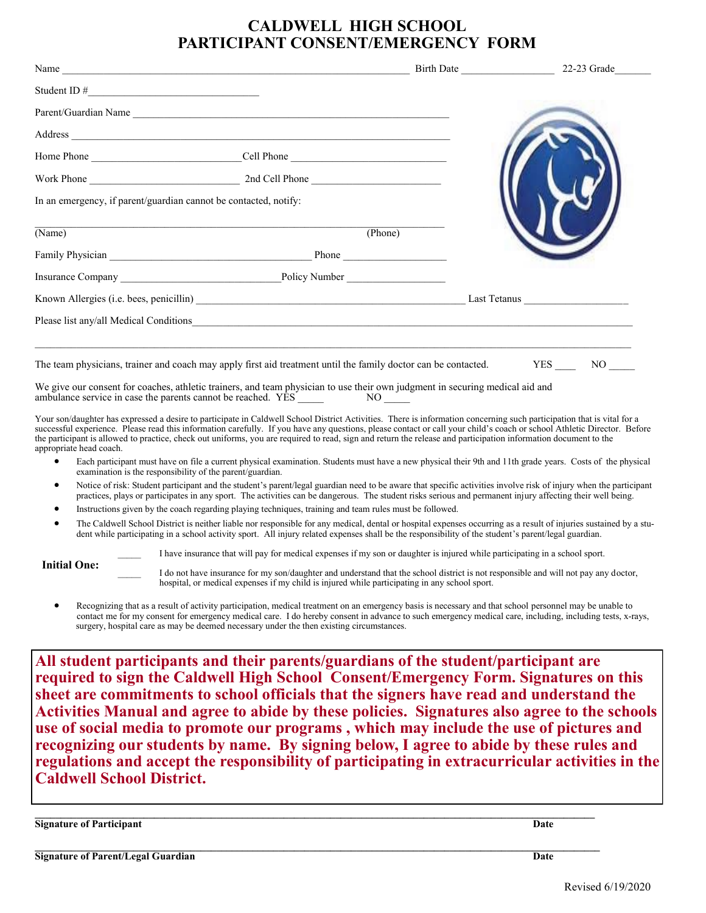# CALDWELL HIGH SCHOOL
# PARTICIPANT CONSENT/EMERGENCY FORM

Name ______________________________________________ Birth Date ________________ 22-23 Grade_______

Student ID #________________________________

Parent/Guardian Name ______________________________________________________________

Address ___________________________________________________________________________

Home Phone ___________________________ Cell Phone ____________________________

Work Phone ___________________________ 2nd Cell Phone _________________________

In an emergency, if parent/guardian cannot be contacted, notify:

______________________________________________________________________________

(Name) (Phone)

Family Physician _____________________________________ Phone ___________________

Insurance Company _____________________________ Policy Number __________________

Known Allergies (i.e. bees, penicillin) ____________________________________________ Last Tetanus ___________________

Please list any/all Medical Conditions______________________________________________________________________________

______________________________________________________________________________________________________________

The team physicians, trainer and coach may apply first aid treatment until the family doctor can be contacted. YES ____ NO _____

We give our consent for coaches, athletic trainers, and team physician to use their own judgment in securing medical aid and ambulance service in case the parents cannot be reached. YES _____ NO _____

Your son/daughter has expressed a desire to participate in Caldwell School District Activities. There is information concerning such participation that is vital for a successful experience. Please read this information carefully. If you have any questions, please contact or call your child's coach or school Athletic Director. Before the participant is allowed to practice, check out uniforms, you are required to read, sign and return the release and participation information document to the appropriate head coach.

- Each participant must have on file a current physical examination. Students must have a new physical their 9th and 11th grade years. Costs of the physical examination is the responsibility of the parent/guardian.
- Notice of risk: Student participant and the student's parent/legal guardian need to be aware that specific activities involve risk of injury when the participant practices, plays or participates in any sport. The activities can be dangerous. The student risks serious and permanent injury affecting their well being.
- Instructions given by the coach regarding playing techniques, training and team rules must be followed.
- The Caldwell School District is neither liable nor responsible for any medical, dental or hospital expenses occurring as a result of injuries sustained by a student while participating in a school activity sport. All injury related expenses shall be the responsibility of the student's parent/legal guardian.

**Initial One:**

_____ I have insurance that will pay for medical expenses if my son or daughter is injured while participating in a school sport.

_____ I do not have insurance for my son/daughter and understand that the school district is not responsible and will not pay any doctor, hospital, or medical expenses if my child is injured while participating in any school sport.

- Recognizing that as a result of activity participation, medical treatment on an emergency basis is necessary and that school personnel may be unable to contact me for my consent for emergency medical care. I do hereby consent in advance to such emergency medical care, including, including tests, x-rays, surgery, hospital care as may be deemed necessary under the then existing circumstances.

**All student participants and their parents/guardians of the student/participant are required to sign the Caldwell High School Consent/Emergency Form. Signatures on this sheet are commitments to school officials that the signers have read and understand the Activities Manual and agree to abide by these policies. Signatures also agree to the schools use of social media to promote our programs , which may include the use of pictures and recognizing our students by name. By signing below, I agree to abide by these rules and regulations and accept the responsibility of participating in extracurricular activities in the Caldwell School District.**

______________________________________________________________________________

**Signature of Participant** **Date**

______________________________________________________________________________

**Signature of Parent/Legal Guardian** **Date**

Revised 6/19/2020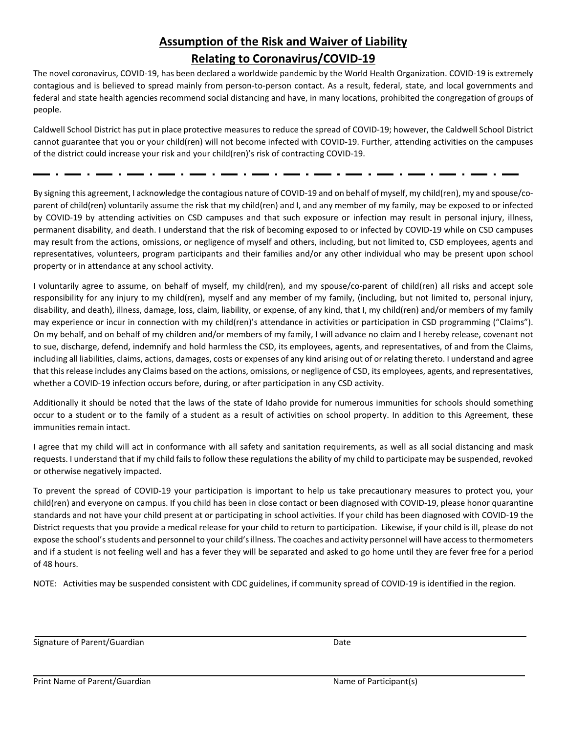# Assumption of the Risk and Waiver of Liability
# Relating to Coronavirus/COVID-19

The novel coronavirus, COVID-19, has been declared a worldwide pandemic by the World Health Organization. COVID-19 is extremely contagious and is believed to spread mainly from person-to-person contact. As a result, federal, state, and local governments and federal and state health agencies recommend social distancing and have, in many locations, prohibited the congregation of groups of people.

Caldwell School District has put in place protective measures to reduce the spread of COVID-19; however, the Caldwell School District cannot guarantee that you or your child(ren) will not become infected with COVID-19. Further, attending activities on the campuses of the district could increase your risk and your child(ren)'s risk of contracting COVID-19.

---

By signing this agreement, I acknowledge the contagious nature of COVID-19 and on behalf of myself, my child(ren), my and spouse/co-parent of child(ren) voluntarily assume the risk that my child(ren) and I, and any member of my family, may be exposed to or infected by COVID-19 by attending activities on CSD campuses and that such exposure or infection may result in personal injury, illness, permanent disability, and death. I understand that the risk of becoming exposed to or infected by COVID-19 while on CSD campuses may result from the actions, omissions, or negligence of myself and others, including, but not limited to, CSD employees, agents and representatives, volunteers, program participants and their families and/or any other individual who may be present upon school property or in attendance at any school activity.

I voluntarily agree to assume, on behalf of myself, my child(ren), and my spouse/co-parent of child(ren) all risks and accept sole responsibility for any injury to my child(ren), myself and any member of my family, (including, but not limited to, personal injury, disability, and death), illness, damage, loss, claim, liability, or expense, of any kind, that I, my child(ren) and/or members of my family may experience or incur in connection with my child(ren)'s attendance in activities or participation in CSD programming ("Claims"). On my behalf, and on behalf of my children and/or members of my family, I will advance no claim and I hereby release, covenant not to sue, discharge, defend, indemnify and hold harmless the CSD, its employees, agents, and representatives, of and from the Claims, including all liabilities, claims, actions, damages, costs or expenses of any kind arising out of or relating thereto. I understand and agree that this release includes any Claims based on the actions, omissions, or negligence of CSD, its employees, agents, and representatives, whether a COVID-19 infection occurs before, during, or after participation in any CSD activity.

Additionally it should be noted that the laws of the state of Idaho provide for numerous immunities for schools should something occur to a student or to the family of a student as a result of activities on school property. In addition to this Agreement, these immunities remain intact.

I agree that my child will act in conformance with all safety and sanitation requirements, as well as all social distancing and mask requests. I understand that if my child fails to follow these regulations the ability of my child to participate may be suspended, revoked or otherwise negatively impacted.

To prevent the spread of COVID-19 your participation is important to help us take precautionary measures to protect you, your child(ren) and everyone on campus. If you child has been in close contact or been diagnosed with COVID-19, please honor quarantine standards and not have your child present at or participating in school activities. If your child has been diagnosed with COVID-19 the District requests that you provide a medical release for your child to return to participation. Likewise, if your child is ill, please do not expose the school's students and personnel to your child's illness. The coaches and activity personnel will have access to thermometers and if a student is not feeling well and has a fever they will be separated and asked to go home until they are fever free for a period of 48 hours.

NOTE: Activities may be suspended consistent with CDC guidelines, if community spread of COVID-19 is identified in the region.

______________________________________________ ____________________

Signature of Parent/Guardian Date

______________________________________________ ____________________

Print Name of Parent/Guardian Name of Participant(s)